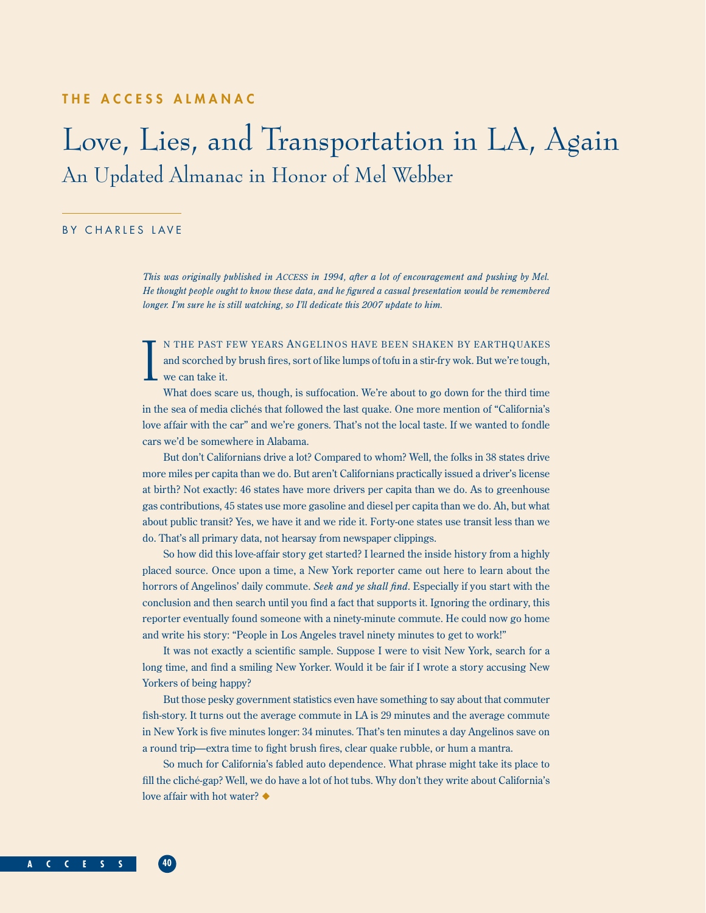THE ACCESS ALMANAC

# Love, Lies, and Transportation in LA, Again

## An Updated Almanac in Honor of Mel Webber

BY CHARLES LAVE

*This was originally published in ACCESS in 1994, after a lot of encouragement and pushing by Mel. He thought people ought to know these data, and he figured a casual presentation would be remembered longer. I'm sure he is still watching, so I'll dedicate this 2007 update to him.*

IN THE PAST FEW YEARS ANGELINOS HAVE BEEN SHAKEN BY EARTHQUAKES and scorched by brush fires, sort of like lumps of tofu in a stir-fry wok. But we're tough, we can take it.

What does scare us, though, is suffocation. We're about to go down for the third time in the sea of media clichés that followed the last quake. One more mention of "California's love affair with the car" and we're goners. That's not the local taste. If we wanted to fondle cars we'd be somewhere in Alabama.

But don't Californians drive a lot? Compared to whom? Well, the folks in 38 states drive more miles per capita than we do. But aren't Californians practically issued a driver's license at birth? Not exactly: 46 states have more drivers per capita than we do. As to greenhouse gas contributions, 45 states use more gasoline and diesel per capita than we do. Ah, but what about public transit? Yes, we have it and we ride it. Forty-one states use transit less than we do. That's all primary data, not hearsay from newspaper clippings.

So how did this love-affair story get started? I learned the inside history from a highly placed source. Once upon a time, a New York reporter came out here to learn about the horrors of Angelinos' daily commute. *Seek and ye shall find*. Especially if you start with the conclusion and then search until you find a fact that supports it. Ignoring the ordinary, this reporter eventually found someone with a ninety-minute commute. He could now go home and write his story: "People in Los Angeles travel ninety minutes to get to work!"

It was not exactly a scientific sample. Suppose I were to visit New York, search for a long time, and find a smiling New Yorker. Would it be fair if I wrote a story accusing New Yorkers of being happy?

But those pesky government statistics even have something to say about that commuter fish-story. It turns out the average commute in LA is 29 minutes and the average commute in New York is five minutes longer: 34 minutes. That's ten minutes a day Angelinos save on a round trip—extra time to fight brush fires, clear quake rubble, or hum a mantra.

So much for California's fabled auto dependence. What phrase might take its place to fill the cliché-gap? Well, we do have a lot of hot tubs. Why don't they write about California's love affair with hot water? ◆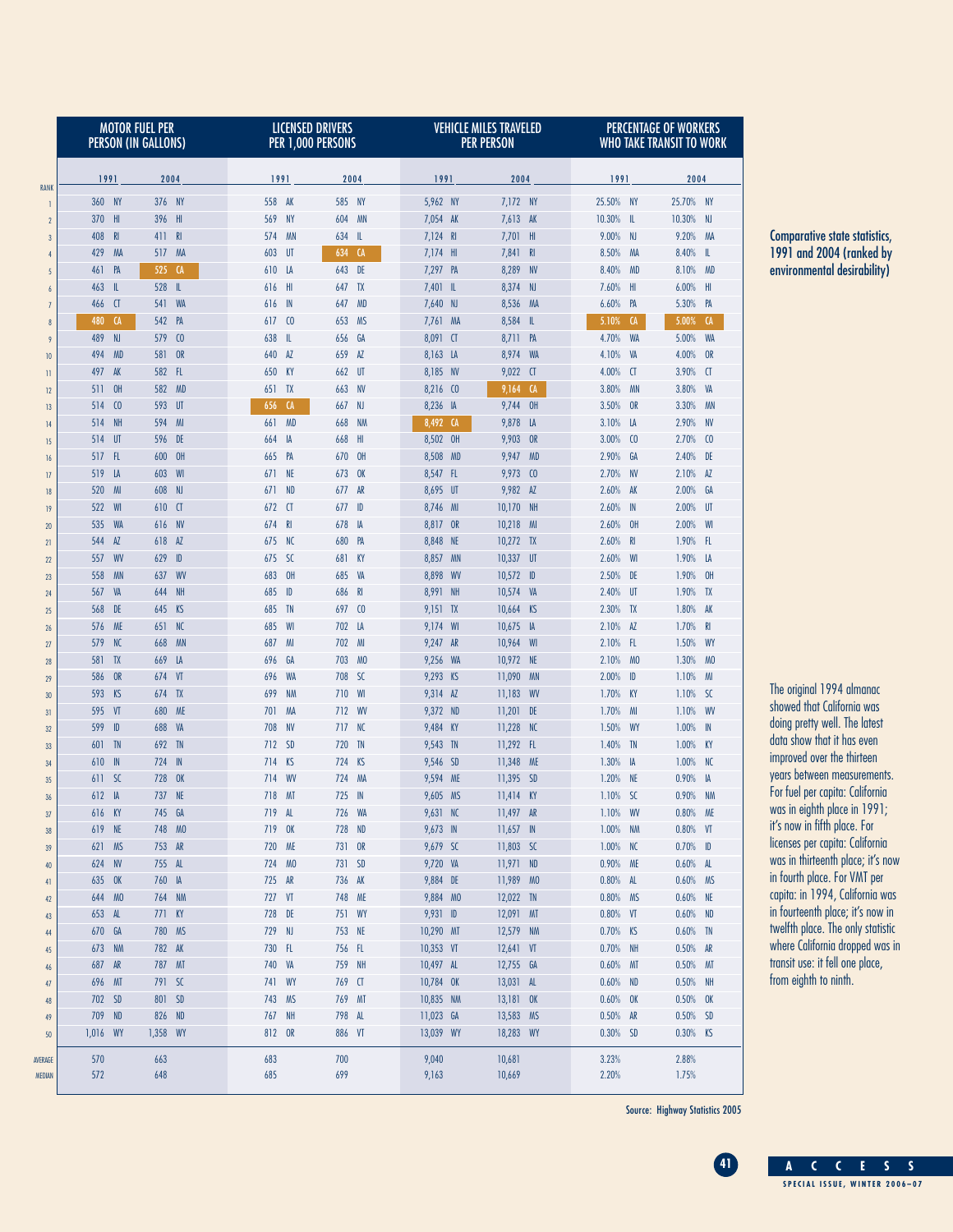| RANK | MOTOR FUEL PER PERSON (IN GALLONS) | | | | LICENSED DRIVERS PER 1,000 PERSONS | | | | VEHICLE MILES TRAVELED PER PERSON | | | | PERCENTAGE OF WORKERS WHO TAKE TRANSIT TO WORK | | | |
|---|---|---|---|---|---|---|---|---|---|---|---|---|---|---|---|---|
| | 1991 | | 2004 | | 1991 | | 2004 | | 1991 | | 2004 | | 1991 | | 2004 | |
| 1 | 360 | NY | 376 | NY | 558 | AK | 585 | NY | 5,962 | NY | 7,172 | NY | 25.50% | NY | 25.70% | NY |
| 2 | 370 | HI | 396 | HI | 569 | NY | 604 | MN | 7,054 | AK | 7,613 | AK | 10.30% | IL | 10.30% | NJ |
| 3 | 408 | RI | 411 | RI | 574 | MN | 634 | IL | 7,124 | RI | 7,701 | HI | 9.00% | NJ | 9.20% | MA |
| 4 | 429 | MA | 517 | MA | 603 | UT | 634 | CA | 7,174 | HI | 7,841 | RI | 8.50% | MA | 8.40% | IL |
| 5 | 461 | PA | 525 | CA | 610 | LA | 643 | DE | 7,297 | PA | 8,289 | NV | 8.40% | MD | 8.10% | MD |
| 6 | 463 | IL | 528 | IL | 616 | HI | 647 | TX | 7,401 | IL | 8,374 | NJ | 7.60% | HI | 6.00% | HI |
| 7 | 466 | CT | 541 | WA | 616 | IN | 647 | MD | 7,640 | NJ | 8,536 | MA | 6.60% | PA | 5.30% | PA |
| 8 | 480 | CA | 542 | PA | 617 | CO | 653 | MS | 7,761 | MA | 8,584 | IL | 5.10% | CA | 5.00% | CA |
| 9 | 489 | NJ | 579 | CO | 638 | IL | 656 | GA | 8,091 | CT | 8,711 | PA | 4.70% | WA | 5.00% | WA |
| 10 | 494 | MD | 581 | OR | 640 | AZ | 659 | AZ | 8,163 | LA | 8,974 | WA | 4.10% | VA | 4.00% | OR |
| 11 | 497 | AK | 582 | FL | 650 | KY | 662 | UT | 8,185 | NV | 9,022 | CT | 4.00% | CT | 3.90% | CT |
| 12 | 511 | OH | 582 | MD | 651 | TX | 663 | NV | 8,216 | CO | 9,164 | CA | 3.80% | MN | 3.80% | VA |
| 13 | 514 | CO | 593 | UT | 656 | CA | 667 | NJ | 8,236 | IA | 9,744 | OH | 3.50% | OR | 3.30% | MN |
| 14 | 514 | NH | 594 | MI | 661 | MD | 668 | NM | 8,492 | CA | 9,878 | LA | 3.10% | LA | 2.90% | NV |
| 15 | 514 | UT | 596 | DE | 664 | IA | 668 | HI | 8,502 | OH | 9,903 | OR | 3.00% | CO | 2.70% | CO |
| 16 | 517 | FL | 600 | OH | 665 | PA | 670 | OH | 8,508 | MD | 9,947 | MD | 2.90% | GA | 2.40% | DE |
| 17 | 519 | LA | 603 | WI | 671 | NE | 673 | OK | 8,547 | FL | 9,973 | CO | 2.70% | NV | 2.10% | AZ |
| 18 | 520 | MI | 608 | NJ | 671 | ND | 677 | AR | 8,695 | UT | 9,982 | AZ | 2.60% | AK | 2.00% | GA |
| 19 | 522 | WI | 610 | CT | 672 | CT | 677 | ID | 8,746 | MI | 10,170 | NH | 2.60% | IN | 2.00% | UT |
| 20 | 535 | WA | 616 | NV | 674 | RI | 678 | IA | 8,817 | OR | 10,218 | MI | 2.60% | OH | 2.00% | WI |
| 21 | 544 | AZ | 618 | AZ | 675 | NC | 680 | PA | 8,848 | NE | 10,272 | TX | 2.60% | RI | 1.90% | FL |
| 22 | 557 | WV | 629 | ID | 675 | SC | 681 | KY | 8,857 | MN | 10,337 | UT | 2.60% | WI | 1.90% | LA |
| 23 | 558 | MN | 637 | WV | 683 | OH | 685 | VA | 8,898 | WV | 10,572 | ID | 2.50% | DE | 1.90% | OH |
| 24 | 567 | VA | 644 | NH | 685 | ID | 686 | RI | 8,991 | NH | 10,574 | VA | 2.40% | UT | 1.90% | TX |
| 25 | 568 | DE | 645 | KS | 685 | TN | 697 | CO | 9,151 | TX | 10,664 | KS | 2.30% | TX | 1.80% | AK |
| 26 | 576 | ME | 651 | NC | 685 | WI | 702 | LA | 9,174 | WI | 10,675 | IA | 2.10% | AZ | 1.70% | RI |
| 27 | 579 | NC | 668 | MN | 687 | MI | 702 | MI | 9,247 | AR | 10,964 | WI | 2.10% | FL | 1.50% | WY |
| 28 | 581 | TX | 669 | LA | 696 | GA | 703 | MO | 9,256 | WA | 10,972 | NE | 2.10% | MO | 1.30% | MO |
| 29 | 586 | OR | 674 | VT | 696 | WA | 708 | SC | 9,293 | KS | 11,090 | MN | 2.00% | ID | 1.10% | MI |
| 30 | 593 | KS | 674 | TX | 699 | NM | 710 | WI | 9,314 | AZ | 11,183 | WV | 1.70% | KY | 1.10% | SC |
| 31 | 595 | VT | 680 | ME | 701 | MA | 712 | WV | 9,372 | ND | 11,201 | DE | 1.70% | MI | 1.10% | WV |
| 32 | 599 | ID | 688 | VA | 708 | NV | 717 | NC | 9,484 | KY | 11,228 | NC | 1.50% | WY | 1.00% | IN |
| 33 | 601 | TN | 692 | TN | 712 | SD | 720 | TN | 9,543 | TN | 11,292 | FL | 1.40% | TN | 1.00% | KY |
| 34 | 610 | IN | 724 | IN | 714 | KS | 724 | KS | 9,546 | SD | 11,348 | ME | 1.30% | IA | 1.00% | NC |
| 35 | 611 | SC | 728 | OK | 714 | WV | 724 | MA | 9,594 | ME | 11,395 | SD | 1.20% | NE | 0.90% | IA |
| 36 | 612 | IA | 737 | NE | 718 | MT | 725 | IN | 9,605 | MS | 11,414 | KY | 1.10% | SC | 0.90% | NM |
| 37 | 616 | KY | 745 | GA | 719 | AL | 726 | WA | 9,631 | NC | 11,497 | AR | 1.10% | WV | 0.80% | ME |
| 38 | 619 | NE | 748 | MO | 719 | OK | 728 | ND | 9,673 | IN | 11,657 | IN | 1.00% | NM | 0.80% | VT |
| 39 | 621 | MS | 753 | AR | 720 | ME | 731 | OR | 9,679 | SC | 11,803 | SC | 1.00% | NC | 0.70% | ID |
| 40 | 624 | NV | 755 | AL | 724 | MO | 731 | SD | 9,720 | VA | 11,971 | ND | 0.90% | ME | 0.60% | AL |
| 41 | 635 | OK | 760 | IA | 725 | AR | 736 | AK | 9,884 | DE | 11,989 | MO | 0.80% | AL | 0.60% | MS |
| 42 | 644 | MO | 764 | NM | 727 | VT | 748 | ME | 9,884 | MO | 12,022 | TN | 0.80% | MS | 0.60% | NE |
| 43 | 653 | AL | 771 | KY | 728 | DE | 751 | WY | 9,931 | ID | 12,091 | MT | 0.80% | VT | 0.60% | ND |
| 44 | 670 | GA | 780 | MS | 729 | NJ | 753 | NE | 10,290 | MT | 12,579 | NM | 0.70% | KS | 0.60% | TN |
| 45 | 673 | NM | 782 | AK | 730 | FL | 756 | FL | 10,353 | VT | 12,641 | VT | 0.70% | NH | 0.50% | AR |
| 46 | 687 | AR | 787 | MT | 740 | VA | 759 | NH | 10,497 | AL | 12,755 | GA | 0.60% | MT | 0.50% | MT |
| 47 | 696 | MT | 791 | SC | 741 | WY | 769 | CT | 10,784 | OK | 13,031 | AL | 0.60% | ND | 0.50% | NH |
| 48 | 702 | SD | 801 | SD | 743 | MS | 769 | MT | 10,835 | NM | 13,181 | OK | 0.60% | OK | 0.50% | OK |
| 49 | 709 | ND | 826 | ND | 767 | NH | 798 | AL | 11,023 | GA | 13,583 | MS | 0.50% | AR | 0.50% | SD |
| 50 | 1,016 | WY | 1,358 | WY | 812 | OR | 886 | VT | 13,039 | WY | 18,283 | WY | 0.30% | SD | 0.30% | KS |
| AVERAGE | 570 | | 663 | | 683 | | 700 | | 9,040 | | 10,681 | | 3.23% | | 2.88% | |
| MEDIAN | 572 | | 648 | | 685 | | 699 | | 9,163 | | 10,669 | | 2.20% | | 1.75% | |

Source: Highway Statistics 2005

Comparative state statistics, 1991 and 2004 (ranked by environmental desirability)

The original 1994 almanac showed that California was doing pretty well. The latest data show that it has even improved over the thirteen years between measurements. For fuel per capita: California was in eighth place in 1991; it's now in fifth place. For licenses per capita: California was in thirteenth place; it's now in fourth place. For VMT per capita: in 1994, California was in fourteenth place; it's now in twelfth place. The only statistic where California dropped was in transit use: it fell one place, from eighth to ninth.